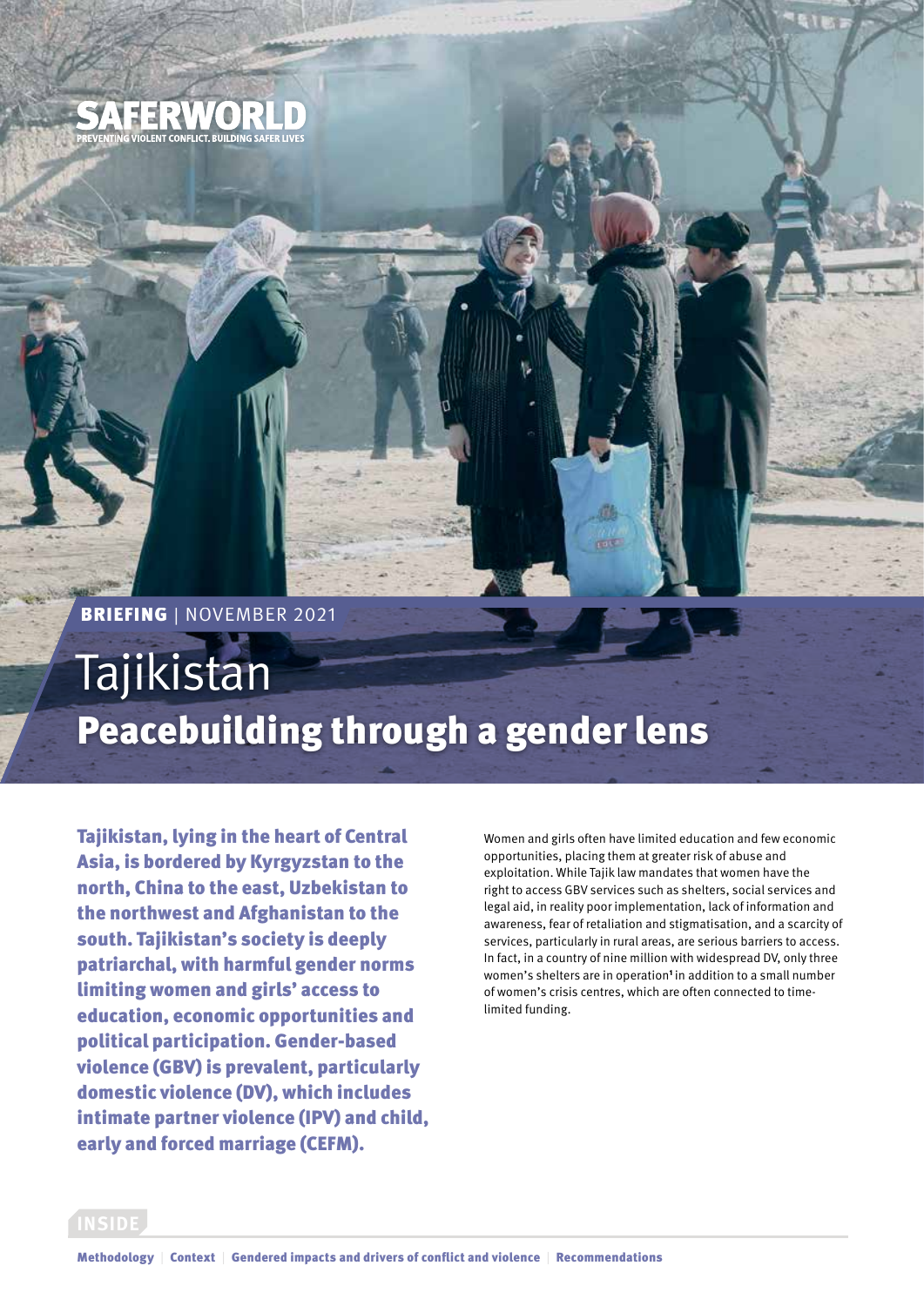SAFERWORLD

PREVENTING VIOLENT CONFLICT. BUILDING SAFER LIVES

**BRIEFING** | NOVEMBER 2021

# Tajikistan

## Peacebuilding through a gender lens

**Tajikistan, lying in the heart of Central Asia, is bordered by Kyrgyzstan to the north, China to the east, Uzbekistan to the northwest and Afghanistan to the south. Tajikistan's society is deeply patriarchal, with harmful gender norms limiting women and girls' access to education, economic opportunities and political participation. Gender-based violence (GBV) is prevalent, particularly domestic violence (DV), which includes intimate partner violence (IPV) and child, early and forced marriage (CEFM).**

Women and girls often have limited education and few economic opportunities, placing them at greater risk of abuse and exploitation. While Tajik law mandates that women have the right to access GBV services such as shelters, social services and legal aid, in reality poor implementation, lack of information and awareness, fear of retaliation and stigmatisation, and a scarcity of services, particularly in rural areas, are serious barriers to access. In fact, in a country of nine million with widespread DV, only three women's shelters are in operation[1] in addition to a small number of women's crisis centres, which are often connected to time-limited funding.

**INSIDE**

Methodology | Context | Gendered impacts and drivers of conflict and violence | Recommendations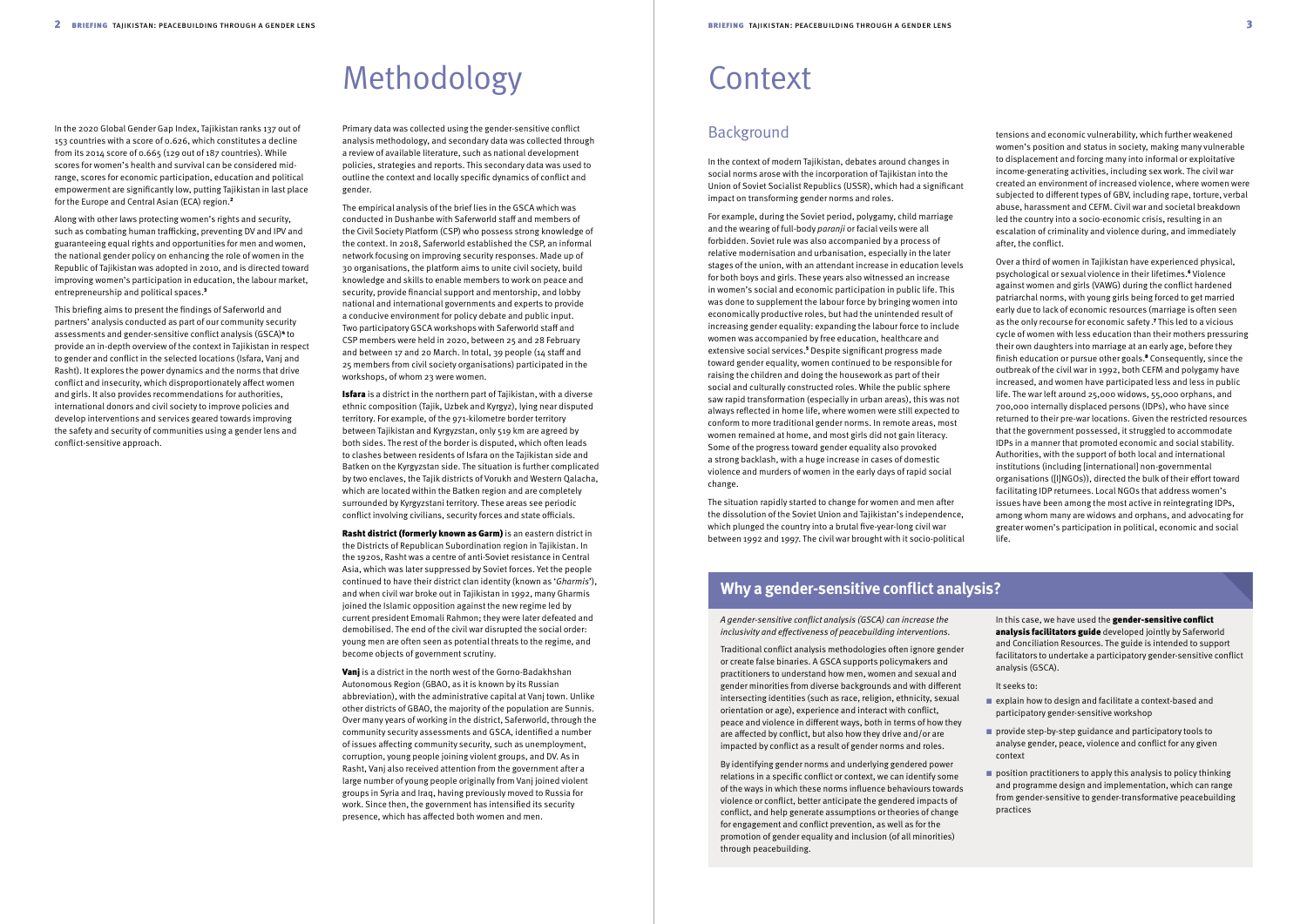# Methodology

In the 2020 Global Gender Gap Index, Tajikistan ranks 137 out of 153 countries with a score of 0.626, which constitutes a decline from its 2014 score of 0.665 (129 out of 187 countries). While scores for women's health and survival can be considered mid-range, scores for economic participation, education and political empowerment are significantly low, putting Tajikistan in last place for the Europe and Central Asian (ECA) region.[2]

Along with other laws protecting women's rights and security, such as combating human trafficking, preventing DV and IPV and guaranteeing equal rights and opportunities for men and women, the national gender policy on enhancing the role of women in the Republic of Tajikistan was adopted in 2010, and is directed toward improving women's participation in education, the labour market, entrepreneurship and political spaces.[3]

This briefing aims to present the findings of Saferworld and partners' analysis conducted as part of our community security assessments and gender-sensitive conflict analysis (GSCA)[4] to provide an in-depth overview of the context in Tajikistan in respect to gender and conflict in the selected locations (Isfara, Vanj and Rasht). It explores the power dynamics and the norms that drive conflict and insecurity, which disproportionately affect women and girls. It also provides recommendations for authorities, international donors and civil society to improve policies and develop interventions and services geared towards improving the safety and security of communities using a gender lens and conflict-sensitive approach.

Primary data was collected using the gender-sensitive conflict analysis methodology, and secondary data was collected through a review of available literature, such as national development policies, strategies and reports. This secondary data was used to outline the context and locally specific dynamics of conflict and gender.

The empirical analysis of the brief lies in the GSCA which was conducted in Dushanbe with Saferworld staff and members of the Civil Society Platform (CSP) who possess strong knowledge of the context. In 2018, Saferworld established the CSP, an informal network focusing on improving security responses. Made up of 30 organisations, the platform aims to unite civil society, build knowledge and skills to enable members to work on peace and security, provide financial support and mentorship, and lobby national and international governments and experts to provide a conducive environment for policy debate and public input. Two participatory GSCA workshops with Saferworld staff and CSP members were held in 2020, between 25 and 28 February and between 17 and 20 March. In total, 39 people (14 staff and 25 members from civil society organisations) participated in the workshops, of whom 23 were women.

**Isfara** is a district in the northern part of Tajikistan, with a diverse ethnic composition (Tajik, Uzbek and Kyrgyz), lying near disputed territory. For example, of the 971-kilometre border territory between Tajikistan and Kyrgyzstan, only 519 km are agreed by both sides. The rest of the border is disputed, which often leads to clashes between residents of Isfara on the Tajikistan side and Batken on the Kyrgyzstan side. The situation is further complicated by two enclaves, the Tajik districts of Vorukh and Western Qalacha, which are located within the Batken region and are completely surrounded by Kyrgyzstani territory. These areas see periodic conflict involving civilians, security forces and state officials.

**Rasht district (formerly known as Garm)** is an eastern district in the Districts of Republican Subordination region in Tajikistan. In the 1920s, Rasht was a centre of anti-Soviet resistance in Central Asia, which was later suppressed by Soviet forces. Yet the people continued to have their district clan identity (known as '*Gharmis*'), and when civil war broke out in Tajikistan in 1992, many Gharmis joined the Islamic opposition against the new regime led by current president Emomali Rahmon; they were later defeated and demobilised. The end of the civil war disrupted the social order: young men are often seen as potential threats to the regime, and become objects of government scrutiny.

**Vanj** is a district in the north west of the Gorno-Badakhshan Autonomous Region (GBAO, as it is known by its Russian abbreviation), with the administrative capital at Vanj town. Unlike other districts of GBAO, the majority of the population are Sunnis. Over many years of working in the district, Saferworld, through the community security assessments and GSCA, identified a number of issues affecting community security, such as unemployment, corruption, young people joining violent groups, and DV. As in Rasht, Vanj also received attention from the government after a large number of young people originally from Vanj joined violent groups in Syria and Iraq, having previously moved to Russia for work. Since then, the government has intensified its security presence, which has affected both women and men.

# Context

## Background

In the context of modern Tajikistan, debates around changes in social norms arose with the incorporation of Tajikistan into the Union of Soviet Socialist Republics (USSR), which had a significant impact on transforming gender norms and roles.

For example, during the Soviet period, polygamy, child marriage and the wearing of full-body *paranji* or facial veils were all forbidden. Soviet rule was also accompanied by a process of relative modernisation and urbanisation, especially in the later stages of the union, with an attendant increase in education levels for both boys and girls. These years also witnessed an increase in women's social and economic participation in public life. This was done to supplement the labour force by bringing women into economically productive roles, but had the unintended result of increasing gender equality: expanding the labour force to include women was accompanied by free education, healthcare and extensive social services.[5] Despite significant progress made toward gender equality, women continued to be responsible for raising the children and doing the housework as part of their social and culturally constructed roles. While the public sphere saw rapid transformation (especially in urban areas), this was not always reflected in home life, where women were still expected to conform to more traditional gender norms. In remote areas, most women remained at home, and most girls did not gain literacy. Some of the progress toward gender equality also provoked a strong backlash, with a huge increase in cases of domestic violence and murders of women in the early days of rapid social change.

The situation rapidly started to change for women and men after the dissolution of the Soviet Union and Tajikistan's independence, which plunged the country into a brutal five-year-long civil war between 1992 and 1997. The civil war brought with it socio-political tensions and economic vulnerability, which further weakened women's position and status in society, making many vulnerable to displacement and forcing many into informal or exploitative income-generating activities, including sex work. The civil war created an environment of increased violence, where women were subjected to different types of GBV, including rape, torture, verbal abuse, harassment and CEFM. Civil war and societal breakdown led the country into a socio-economic crisis, resulting in an escalation of criminality and violence during, and immediately after, the conflict.

Over a third of women in Tajikistan have experienced physical, psychological or sexual violence in their lifetimes.[6] Violence against women and girls (VAWG) during the conflict hardened patriarchal norms, with young girls being forced to get married early due to lack of economic resources (marriage is often seen as the only recourse for economic safety.[7] This led to a vicious cycle of women with less education than their mothers pressuring their own daughters into marriage at an early age, before they finish education or pursue other goals.[8] Consequently, since the outbreak of the civil war in 1992, both CEFM and polygamy have increased, and women have participated less and less in public life. The war left around 25,000 widows, 55,000 orphans, and 700,000 internally displaced persons (IDPs), who have since returned to their pre-war locations. Given the restricted resources that the government possessed, it struggled to accommodate IDPs in a manner that promoted economic and social stability. Authorities, with the support of both local and international institutions (including [international] non-governmental organisations ([I]NGOs)), directed the bulk of their effort toward facilitating IDP returnees. Local NGOs that address women's issues have been among the most active in reintegrating IDPs, among whom many are widows and orphans, and advocating for greater women's participation in political, economic and social life.

## Why a gender-sensitive conflict analysis?

*A gender-sensitive conflict analysis (GSCA) can increase the inclusivity and effectiveness of peacebuilding interventions.*

Traditional conflict analysis methodologies often ignore gender or create false binaries. A GSCA supports policymakers and practitioners to understand how men, women and sexual and gender minorities from diverse backgrounds and with different intersecting identities (such as race, religion, ethnicity, sexual orientation or age), experience and interact with conflict, peace and violence in different ways, both in terms of how they are affected by conflict, but also how they drive and/or are impacted by conflict as a result of gender norms and roles.

By identifying gender norms and underlying gendered power relations in a specific conflict or context, we can identify some of the ways in which these norms influence behaviours towards violence or conflict, better anticipate the gendered impacts of conflict, and help generate assumptions or theories of change for engagement and conflict prevention, as well as for the promotion of gender equality and inclusion (of all minorities) through peacebuilding.

In this case, we have used the **gender-sensitive conflict analysis facilitators guide** developed jointly by Saferworld and Conciliation Resources. The guide is intended to support facilitators to undertake a participatory gender-sensitive conflict analysis (GSCA).

It seeks to:

- explain how to design and facilitate a context-based and participatory gender-sensitive workshop
- provide step-by-step guidance and participatory tools to analyse gender, peace, violence and conflict for any given context
- position practitioners to apply this analysis to policy thinking and programme design and implementation, which can range from gender-sensitive to gender-transformative peacebuilding practices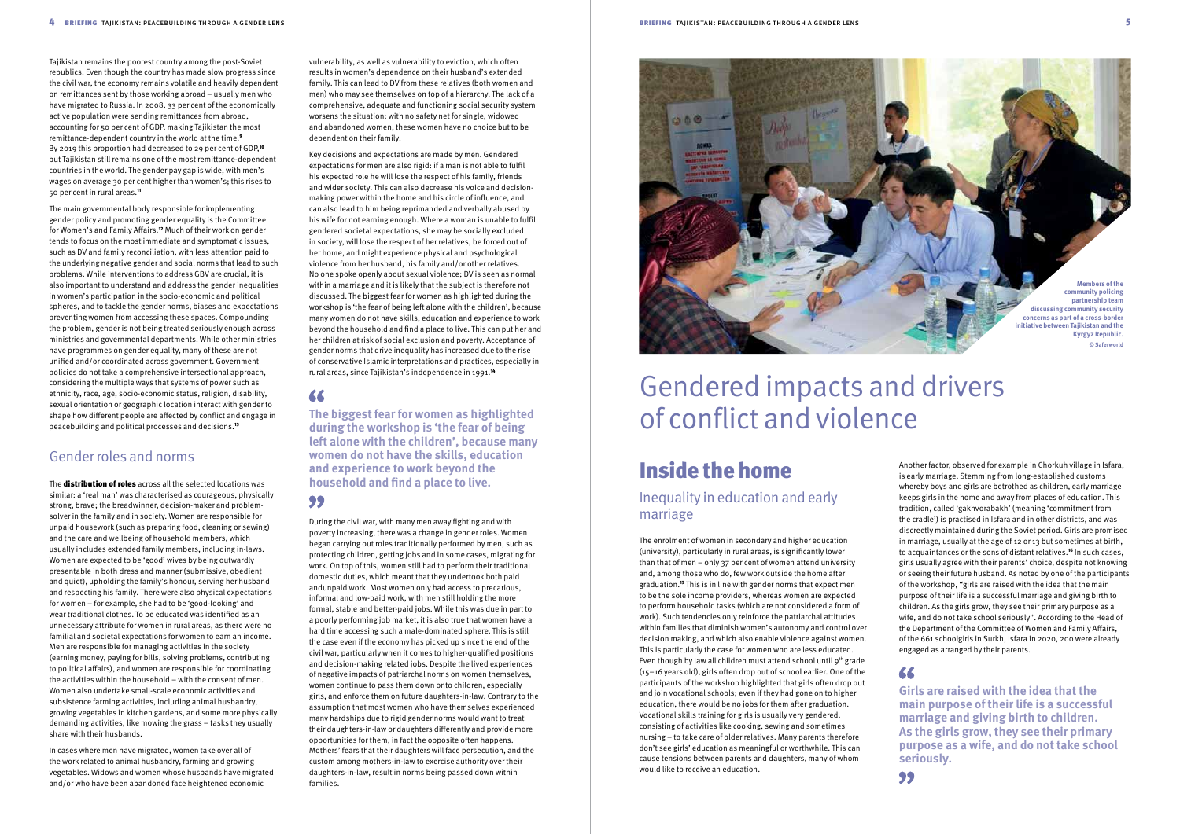Tajikistan remains the poorest country among the post-Soviet republics. Even though the country has made slow progress since the civil war, the economy remains volatile and heavily dependent on remittances sent by those working abroad – usually men who have migrated to Russia. In 2008, 33 per cent of the economically active population were sending remittances from abroad, accounting for 50 per cent of GDP, making Tajikistan the most remittance-dependent country in the world at the time.[9] By 2019 this proportion had decreased to 29 per cent of GDP,[10] but Tajikistan still remains one of the most remittance-dependent countries in the world. The gender pay gap is wide, with men's wages on average 30 per cent higher than women's; this rises to 50 per cent in rural areas.[11]

The main governmental body responsible for implementing gender policy and promoting gender equality is the Committee for Women's and Family Affairs.[12] Much of their work on gender tends to focus on the most immediate and symptomatic issues, such as DV and family reconciliation, with less attention paid to the underlying negative gender and social norms that lead to such problems. While interventions to address GBV are crucial, it is also important to understand and address the gender inequalities in women's participation in the socio-economic and political spheres, and to tackle the gender norms, biases and expectations preventing women from accessing these spaces. Compounding the problem, gender is not being treated seriously enough across ministries and governmental departments. While other ministries have programmes on gender equality, many of these are not unified and/or coordinated across government. Government policies do not take a comprehensive intersectional approach, considering the multiple ways that systems of power such as ethnicity, race, age, socio-economic status, religion, disability, sexual orientation or geographic location interact with gender to shape how different people are affected by conflict and engage in peacebuilding and political processes and decisions.[13]

## Gender roles and norms

The **distribution of roles** across all the selected locations was similar: a 'real man' was characterised as courageous, physically strong, brave; the breadwinner, decision-maker and problem-solver in the family and in society. Women are responsible for unpaid housework (such as preparing food, cleaning or sewing) and the care and wellbeing of household members, which usually includes extended family members, including in-laws. Women are expected to be 'good' wives by being outwardly presentable in both dress and manner (submissive, obedient and quiet), upholding the family's honour, serving her husband and respecting his family. There were also physical expectations for women – for example, she had to be 'good-looking' and wear traditional clothes. To be educated was identified as an unnecessary attribute for women in rural areas, as there were no familial and societal expectations for women to earn an income. Men are responsible for managing activities in the society (earning money, paying for bills, solving problems, contributing to political affairs), and women are responsible for coordinating the activities within the household – with the consent of men. Women also undertake small-scale economic activities and subsistence farming activities, including animal husbandry, growing vegetables in kitchen gardens, and some more physically demanding activities, like mowing the grass – tasks they usually share with their husbands.

In cases where men have migrated, women take over all of the work related to animal husbandry, farming and growing vegetables. Widows and women whose husbands have migrated and/or who have been abandoned face heightened economic vulnerability, as well as vulnerability to eviction, which often results in women's dependence on their husband's extended family. This can lead to DV from these relatives (both women and men) who may see themselves on top of a hierarchy. The lack of a comprehensive, adequate and functioning social security system worsens the situation: with no safety net for single, widowed and abandoned women, these women have no choice but to be dependent on their family.

Key decisions and expectations are made by men. Gendered expectations for men are also rigid: if a man is not able to fulfil his expected role he will lose the respect of his family, friends and wider society. This can also decrease his voice and decision-making power within the home and his circle of influence, and can also lead to him being reprimanded and verbally abused by his wife for not earning enough. Where a woman is unable to fulfil gendered societal expectations, she may be socially excluded in society, will lose the respect of her relatives, be forced out of her home, and might experience physical and psychological violence from her husband, his family and/or other relatives. No one spoke openly about sexual violence; DV is seen as normal within a marriage and it is likely that the subject is therefore not discussed. The biggest fear for women as highlighted during the workshop is 'the fear of being left alone with the children', because many women do not have skills, education and experience to work beyond the household and find a place to live. This can put her and her children at risk of social exclusion and poverty. Acceptance of gender norms that drive inequality has increased due to the rise of conservative Islamic interpretations and practices, especially in rural areas, since Tajikistan's independence in 1991.[14]

> **The biggest fear for women as highlighted during the workshop is 'the fear of being left alone with the children', because many women do not have the skills, education and experience to work beyond the household and find a place to live.**

During the civil war, with many men away fighting and with poverty increasing, there was a change in gender roles. Women began carrying out roles traditionally performed by men, such as protecting children, getting jobs and in some cases, migrating for work. On top of this, women still had to perform their traditional domestic duties, which meant that they undertook both paid and unpaid work. Most women only had access to precarious, informal and low-paid work, with men still holding the more formal, stable and better-paid jobs. While this was due in part to a poorly performing job market, it is also true that women have a hard time accessing such a male-dominated sphere. This is still the case even if the economy has picked up since the end of the civil war, particularly when it comes to higher-qualified positions and decision-making related jobs. Despite the lived experiences of negative impacts of patriarchal norms on women themselves, women continue to pass them down onto children, especially girls, and enforce them on future daughters-in-law. Contrary to the assumption that most women who have themselves experienced many hardships due to rigid gender norms would want to treat their daughters-in-law or daughters differently and provide more opportunities for them, in fact the opposite often happens. Mothers' fears that their daughters will face persecution, and the custom among mothers-in-law to exercise authority over their daughters-in-law, result in norms being passed down within families.

Members of the community policing partnership team discussing community security concerns as part of a cross-border initiative between Tajikistan and the Kyrgyz Republic. © Saferworld

# Gendered impacts and drivers of conflict and violence

## Inside the home

### Inequality in education and early marriage

The enrolment of women in secondary and higher education (university), particularly in rural areas, is significantly lower than that of men – only 37 per cent of women attend university and, among those who do, few work outside the home after graduation.[15] This is in line with gender norms that expect men to be the sole income providers, whereas women are expected to perform household tasks (which are not considered a form of work). Such tendencies only reinforce the patriarchal attitudes within families that diminish women's autonomy and control over decision making, and which also enable violence against women. This is particularly the case for women who are less educated. Even though by law all children must attend school until 9th grade (15–16 years old), girls often drop out of school earlier. One of the participants of the workshop highlighted that girls often drop out and join vocational schools; even if they had gone on to higher education, there would be no jobs for them after graduation. Vocational skills training for girls is usually very gendered, consisting of activities like cooking, sewing and sometimes nursing – to take care of older relatives. Many parents therefore don't see girls' education as meaningful or worthwhile. This can cause tensions between parents and daughters, many of whom would like to receive an education.

Another factor, observed for example in Chorkuh village in Isfara, is early marriage. Stemming from long-established customs whereby boys and girls are betrothed as children, early marriage keeps girls in the home and away from places of education. This tradition, called 'gakhvorabakh' (meaning 'commitment from the cradle') is practised in Isfara and in other districts, and was discreetly maintained during the Soviet period. Girls are promised in marriage, usually at the age of 12 or 13 but sometimes at birth, to acquaintances or the sons of distant relatives.[16] In such cases, girls usually agree with their parents' choice, despite not knowing or seeing their future husband. As noted by one of the participants of the workshop, "girls are raised with the idea that the main purpose of their life is a successful marriage and giving birth to children. As the girls grow, they see their primary purpose as a wife, and do not take school seriously". According to the Head of the Department of the Committee of Women and Family Affairs, of the 661 schoolgirls in Surkh, Isfara in 2020, 200 were already engaged as arranged by their parents.

> **Girls are raised with the idea that the main purpose of their life is a successful marriage and giving birth to children. As the girls grow, they see their primary purpose as a wife, and do not take school seriously.**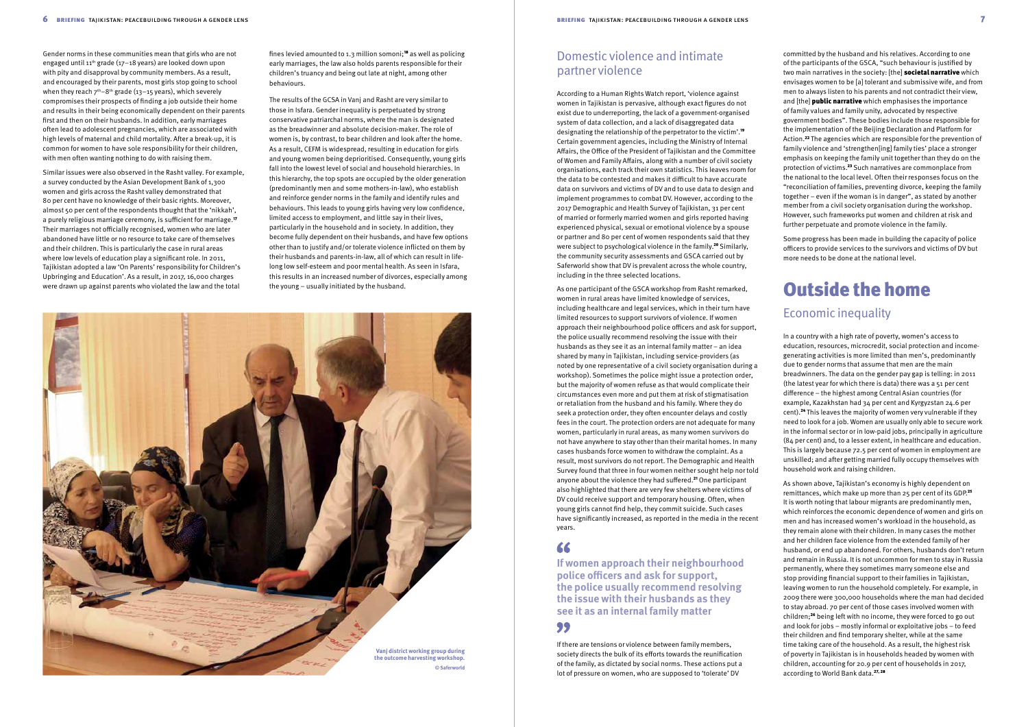Gender norms in these communities mean that girls who are not engaged until 11th grade (17–18 years) are looked down upon with pity and disapproval by community members. As a result, and encouraged by their parents, most girls stop going to school when they reach 7th–8th grade (13–15 years), which severely compromises their prospects of finding a job outside their home and results in their being economically dependent on their parents first and then on their husbands. In addition, early marriages often lead to adolescent pregnancies, which are associated with high levels of maternal and child mortality. After a break-up, it is common for women to have sole responsibility for their children, with men often wanting nothing to do with raising them.

Similar issues were also observed in the Rasht valley. For example, a survey conducted by the Asian Development Bank of 1,300 women and girls across the Rasht valley demonstrated that 80 per cent have no knowledge of their basic rights. Moreover, almost 50 per cent of the respondents thought that the 'nikkah', a purely religious marriage ceremony, is sufficient for marriage.[17] Their marriages not officially recognised, women who are later abandoned have little or no resource to take care of themselves and their children. This is particularly the case in rural areas where low levels of education play a significant role. In 2011, Tajikistan adopted a law 'On Parents' responsibility for Children's Upbringing and Education'. As a result, in 2017, 16,000 charges were drawn up against parents who violated the law and the total fines levied amounted to 1.3 million somoni;[18] as well as policing early marriages, the law also holds parents responsible for their children's truancy and being out late at night, among other behaviours.

The results of the GCSA in Vanj and Rasht are very similar to those in Isfara. Gender inequality is perpetuated by strong conservative patriarchal norms, where the man is designated as the breadwinner and absolute decision-maker. The role of women is, by contrast, to bear children and look after the home. As a result, CEFM is widespread, resulting in education for girls and young women being deprioritised. Consequently, young girls fall into the lowest level of social and household hierarchies. In this hierarchy, the top spots are occupied by the older generation (predominantly men and some mothers-in-law), who establish and reinforce gender norms in the family and identify rules and behaviours. This leads to young girls having very low confidence, limited access to employment, and little say in their lives, particularly in the household and in society. In addition, they become fully dependent on their husbands, and have few options other than to justify and/or tolerate violence inflicted on them by their husbands and parents-in-law, all of which can result in life-long low self-esteem and poor mental health. As seen in Isfara, this results in an increased number of divorces, especially among the young – usually initiated by the husband.

Vanj district working group during the outcome harvesting workshop.
© Saferworld

## Domestic violence and intimate partner violence

According to a Human Rights Watch report, 'violence against women in Tajikistan is pervasive, although exact figures do not exist due to underreporting, the lack of a government-organised system of data collection, and a lack of disaggregated data designating the relationship of the perpetrator to the victim'.[19] Certain government agencies, including the Ministry of Internal Affairs, the Office of the President of Tajikistan and the Committee of Women and Family Affairs, along with a number of civil society organisations, each track their own statistics. This leaves room for the data to be contested and makes it difficult to have accurate data on survivors and victims of DV and to use data to design and implement programmes to combat DV. However, according to the 2017 Demographic and Health Survey of Tajikistan, 31 per cent of married or formerly married women and girls reported having experienced physical, sexual or emotional violence by a spouse or partner and 80 per cent of women respondents said that they were subject to psychological violence in the family.[20] Similarly, the community security assessments and GSCA carried out by Saferworld show that DV is prevalent across the whole country, including in the three selected locations.

As one participant of the GSCA workshop from Rasht remarked, women in rural areas have limited knowledge of services, including healthcare and legal services, which in their turn have limited resources to support survivors of violence. If women approach their neighbourhood police officers and ask for support, the police usually recommend resolving the issue with their husbands as they see it as an internal family matter – an idea shared by many in Tajikistan, including service-providers (as noted by one representative of a civil society organisation during a workshop). Sometimes the police might issue a protection order, but the majority of women refuse as that would complicate their circumstances even more and put them at risk of stigmatisation or retaliation from the husband and his family. Where they do seek a protection order, they often encounter delays and costly fees in the court. The protection orders are not adequate for many women, particularly in rural areas, as many women survivors do not have anywhere to stay other than their marital homes. In many cases husbands force women to withdraw the complaint. As a result, most survivors do not report. The Demographic and Health Survey found that three in four women neither sought help nor told anyone about the violence they had suffered.[21] One participant also highlighted that there are very few shelters where victims of DV could receive support and temporary housing. Often, when young girls cannot find help, they commit suicide. Such cases have significantly increased, as reported in the media in the recent years.

> **"If women approach their neighbourhood police officers and ask for support, the police usually recommend resolving the issue with their husbands as they see it as an internal family matter"**

If there are tensions or violence between family members, society directs the bulk of its efforts towards the reunification of the family, as dictated by social norms. These actions put a lot of pressure on women, who are supposed to 'tolerate' DV committed by the husband and his relatives. According to one of the participants of the GSCA, "such behaviour is justified by two main narratives in the society: [the] **societal narrative** which envisages women to be [a] tolerant and submissive wife, and from men to always listen to his parents and not contradict their view, and [the] **public narrative** which emphasises the importance of family values and family unity, advocated by respective government bodies". These bodies include those responsible for the implementation of the Beijing Declaration and Platform for Action.[22] The agencies which are responsible for the prevention of family violence and 'strengthen[ing] family ties' place a stronger emphasis on keeping the family unit together than they do on the protection of victims.[23] Such narratives are commonplace from the national to the local level. Often their responses focus on the "reconciliation of families, preventing divorce, keeping the family together – even if the woman is in danger", as stated by another member from a civil society organisation during the workshop. However, such frameworks put women and children at risk and further perpetuate and promote violence in the family.

Some progress has been made in building the capacity of police officers to provide services to the survivors and victims of DV but more needs to be done at the national level.

# Outside the home

## Economic inequality

In a country with a high rate of poverty, women's access to education, resources, microcredit, social protection and income-generating activities is more limited than men's, predominantly due to gender norms that assume that men are the main breadwinners. The data on the gender pay gap is telling: in 2011 (the latest year for which there is data) there was a 51 per cent difference – the highest among Central Asian countries (for example, Kazakhstan had 34 per cent and Kyrgyzstan 24.6 per cent).[24] This leaves the majority of women very vulnerable if they need to look for a job. Women are usually only able to secure work in the informal sector or in low-paid jobs, principally in agriculture (84 per cent) and, to a lesser extent, in healthcare and education. This is largely because 72.5 per cent of women in employment are unskilled; and after getting married fully occupy themselves with household work and raising children.

As shown above, Tajikistan's economy is highly dependent on remittances, which make up more than 25 per cent of its GDP.[25] It is worth noting that labour migrants are predominantly men, which reinforces the economic dependence of women and girls on men and has increased women's workload in the household, as they remain alone with their children. In many cases the mother and her children face violence from the extended family of her husband, or end up abandoned. For others, husbands don't return and remain in Russia. It is not uncommon for men to stay in Russia permanently, where they sometimes marry someone else and stop providing financial support to their families in Tajikistan, leaving women to run the household completely. For example, in 2009 there were 300,000 households where the man had decided to stay abroad. 70 per cent of those cases involved women with children;[26] being left with no income, they were forced to go out and look for jobs – mostly informal or exploitative jobs – to feed their children and find temporary shelter, while at the same time taking care of the household. As a result, the highest risk of poverty in Tajikistan is in households headed by women with children, accounting for 20.9 per cent of households in 2017, according to World Bank data.[27, 28]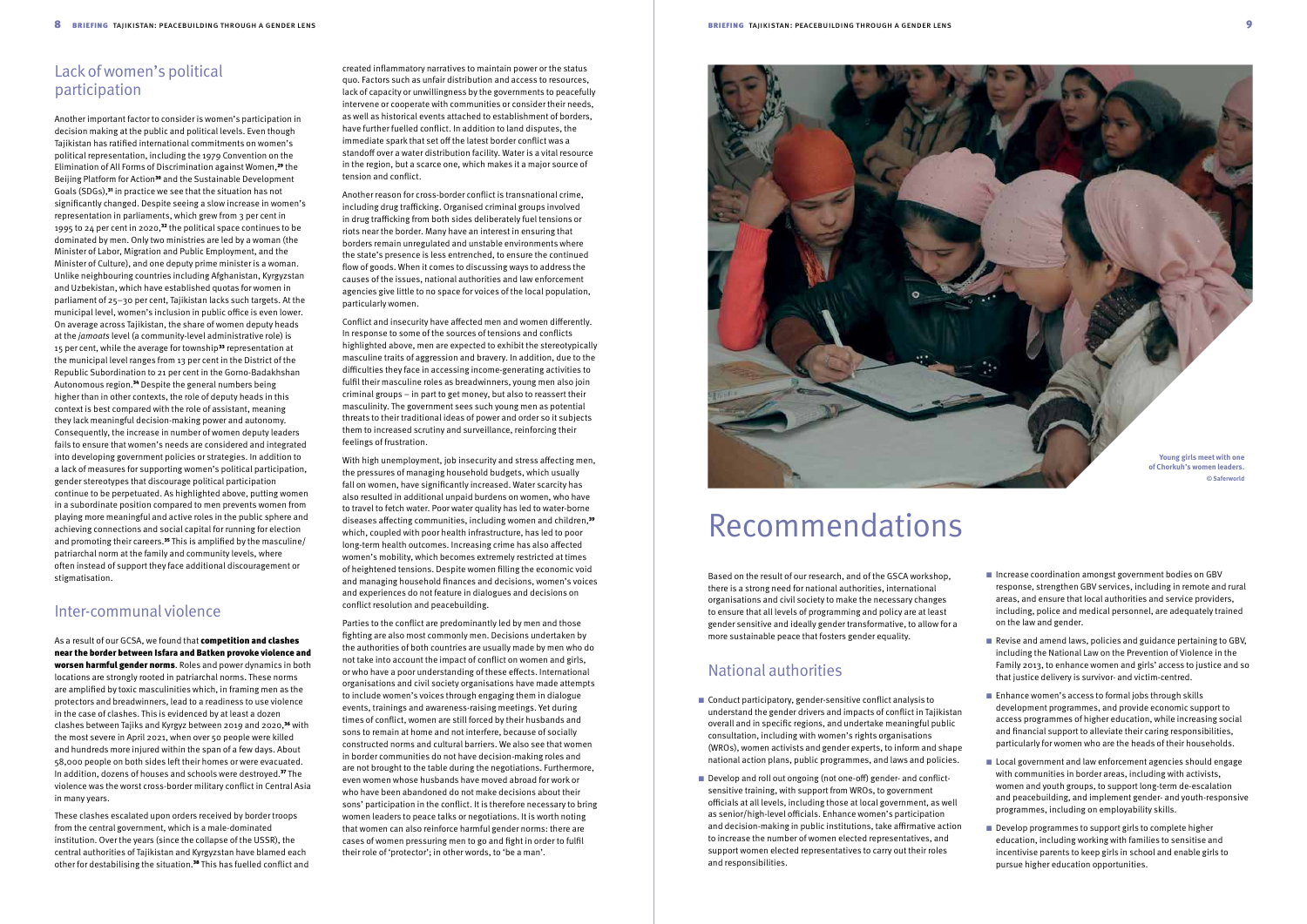## Lack of women's political participation

Another important factor to consider is women's participation in decision making at the public and political levels. Even though Tajikistan has ratified international commitments on women's political representation, including the 1979 Convention on the Elimination of All Forms of Discrimination against Women,[29] the Beijing Platform for Action[30] and the Sustainable Development Goals (SDGs),[31] in practice we see that the situation has not significantly changed. Despite seeing a slow increase in women's representation in parliaments, which grew from 3 per cent in 1995 to 24 per cent in 2020,[32] the political space continues to be dominated by men. Only two ministries are led by a woman (the Minister of Labor, Migration and Public Employment, and the Minister of Culture), and one deputy prime minister is a woman. Unlike neighbouring countries including Afghanistan, Kyrgyzstan and Uzbekistan, which have established quotas for women in parliament of 25–30 per cent, Tajikistan lacks such targets. At the municipal level, women's inclusion in public office is even lower. On average across Tajikistan, the share of women deputy heads at the *jamoats* level (a community-level administrative role) is 15 per cent, while the average for township[33] representation at the municipal level ranges from 13 per cent in the District of the Republic Subordination to 21 per cent in the Gorno-Badakhshan Autonomous region.[34] Despite the general numbers being higher than in other contexts, the role of deputy heads in this context is best compared with the role of assistant, meaning they lack meaningful decision-making power and autonomy. Consequently, the increase in number of women deputy leaders fails to ensure that women's needs are considered and integrated into developing government policies or strategies. In addition to a lack of measures for supporting women's political participation, gender stereotypes that discourage political participation continue to be perpetuated. As highlighted above, putting women in a subordinate position compared to men prevents women from playing more meaningful and active roles in the public sphere and achieving connections and social capital for running for election and promoting their careers.[35] This is amplified by the masculine/patriarchal norm at the family and community levels, where often instead of support they face additional discouragement or stigmatisation.

## Inter-communal violence

As a result of our GCSA, we found that **competition and clashes near the border between Isfara and Batken provoke violence and worsen harmful gender norms**. Roles and power dynamics in both locations are strongly rooted in patriarchal norms. These norms are amplified by toxic masculinities which, in framing men as the protectors and breadwinners, lead to a readiness to use violence in the case of clashes. This is evidenced by at least a dozen clashes between Tajiks and Kyrgyz between 2019 and 2020,[36] with the most severe in April 2021, when over 50 people were killed and hundreds more injured within the span of a few days. About 58,000 people on both sides left their homes or were evacuated. In addition, dozens of houses and schools were destroyed.[37] The violence was the worst cross-border military conflict in Central Asia in many years.

These clashes escalated upon orders received by border troops from the central government, which is a male-dominated institution. Over the years (since the collapse of the USSR), the central authorities of Tajikistan and Kyrgyzstan have blamed each other for destabilising the situation.[38] This has fuelled conflict and created inflammatory narratives to maintain power or the status quo. Factors such as unfair distribution and access to resources, lack of capacity or unwillingness by the governments to peacefully intervene or cooperate with communities or consider their needs, as well as historical events attached to establishment of borders, have further fuelled conflict. In addition to land disputes, the immediate spark that set off the latest border conflict was a standoff over a water distribution facility. Water is a vital resource in the region, but a scarce one, which makes it a major source of tension and conflict.

Another reason for cross-border conflict is transnational crime, including drug trafficking. Organised criminal groups involved in drug trafficking from both sides deliberately fuel tensions or riots near the border. Many have an interest in ensuring that borders remain unregulated and unstable environments where the state's presence is less entrenched, to ensure the continued flow of goods. When it comes to discussing ways to address the causes of the issues, national authorities and law enforcement agencies give little to no space for voices of the local population, particularly women.

Conflict and insecurity have affected men and women differently. In response to some of the sources of tensions and conflicts highlighted above, men are expected to exhibit the stereotypically masculine traits of aggression and bravery. In addition, due to the difficulties they face in accessing income-generating activities to fulfil their masculine roles as breadwinners, young men also join criminal groups – in part to get money, but also to reassert their masculinity. The government sees such young men as potential threats to their traditional ideas of power and order so it subjects them to increased scrutiny and surveillance, reinforcing their feelings of frustration.

With high unemployment, job insecurity and stress affecting men, the pressures of managing household budgets, which usually fall on women, have significantly increased. Water scarcity has also resulted in additional unpaid burdens on women, who have to travel to fetch water. Poor water quality has led to water-borne diseases affecting communities, including women and children,[39] which, coupled with poor health infrastructure, has led to poor long-term health outcomes. Increasing crime has also affected women's mobility, which becomes extremely restricted at times of heightened tensions. Despite women filling the economic void and managing household finances and decisions, women's voices and experiences do not feature in dialogues and decisions on conflict resolution and peacebuilding.

Parties to the conflict are predominantly led by men and those fighting are also most commonly men. Decisions undertaken by the authorities of both countries are usually made by men who do not take into account the impact of conflict on women and girls, or who have a poor understanding of these effects. International organisations and civil society organisations have made attempts to include women's voices through engaging them in dialogue events, trainings and awareness-raising meetings. Yet during times of conflict, women are still forced by their husbands and sons to remain at home and not interfere, because of socially constructed norms and cultural barriers. We also see that women in border communities do not have decision-making roles and are not brought to the table during the negotiations. Furthermore, even women whose husbands have moved abroad for work or who have been abandoned do not make decisions about their sons' participation in the conflict. It is therefore necessary to bring women leaders to peace talks or negotiations. It is worth noting that women can also reinforce harmful gender norms: there are cases of women pressuring men to go and fight in order to fulfil their role of 'protector'; in other words, to 'be a man'.

Young girls meet with one of Chorkuh's women leaders. © Saferworld

# Recommendations

Based on the result of our research, and of the GSCA workshop, there is a strong need for national authorities, international organisations and civil society to make the necessary changes to ensure that all levels of programming and policy are at least gender sensitive and ideally gender transformative, to allow for a more sustainable peace that fosters gender equality.

## National authorities

- Conduct participatory, gender-sensitive conflict analysis to understand the gender drivers and impacts of conflict in Tajikistan overall and in specific regions, and undertake meaningful public consultation, including with women's rights organisations (WROs), women activists and gender experts, to inform and shape national action plans, public programmes, and laws and policies.
- Develop and roll out ongoing (not one-off) gender- and conflict-sensitive training, with support from WROs, to government officials at all levels, including those at local government, as well as senior/high-level officials. Enhance women's participation and decision-making in public institutions, take affirmative action to increase the number of women elected representatives, and support women elected representatives to carry out their roles and responsibilities.
- Increase coordination amongst government bodies on GBV response, strengthen GBV services, including in remote and rural areas, and ensure that local authorities and service providers, including, police and medical personnel, are adequately trained on the law and gender.
- Revise and amend laws, policies and guidance pertaining to GBV, including the National Law on the Prevention of Violence in the Family 2013, to enhance women and girls' access to justice and so that justice delivery is survivor- and victim-centred.
- Enhance women's access to formal jobs through skills development programmes, and provide economic support to access programmes of higher education, while increasing social and financial support to alleviate their caring responsibilities, particularly for women who are the heads of their households.
- Local government and law enforcement agencies should engage with communities in border areas, including with activists, women and youth groups, to support long-term de-escalation and peacebuilding, and implement gender- and youth-responsive programmes, including on employability skills.
- Develop programmes to support girls to complete higher education, including working with families to sensitise and incentivise parents to keep girls in school and enable girls to pursue higher education opportunities.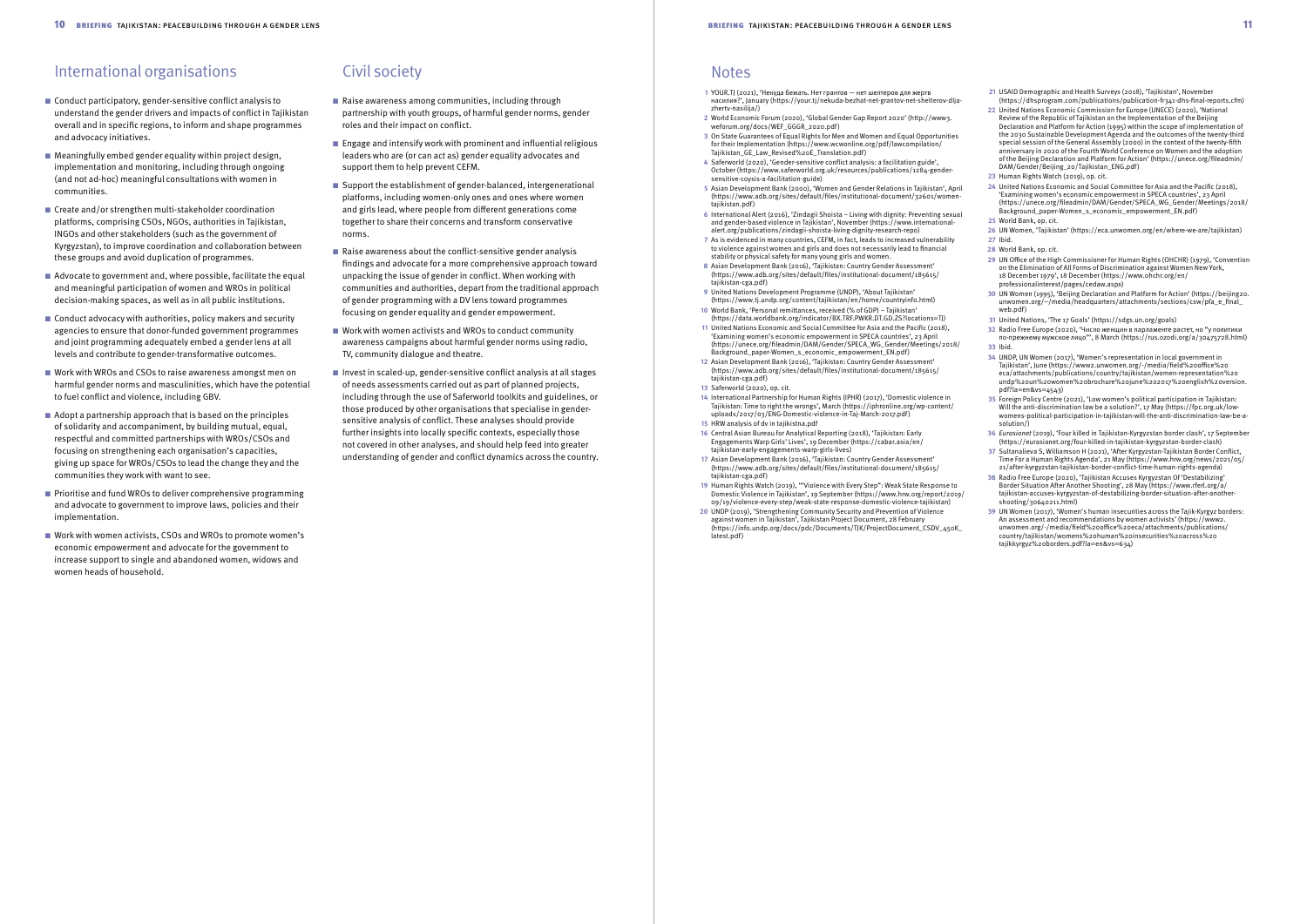## International organisations

- Conduct participatory, gender-sensitive conflict analysis to understand the gender drivers and impacts of conflict in Tajikistan overall and in specific regions, to inform and shape programmes and advocacy initiatives.
- Meaningfully embed gender equality within project design, implementation and monitoring, including through ongoing (and not ad-hoc) meaningful consultations with women in communities.
- Create and/or strengthen multi-stakeholder coordination platforms, comprising CSOs, NGOs, authorities in Tajikistan, INGOs and other stakeholders (such as the government of Kyrgyzstan), to improve coordination and collaboration between these groups and avoid duplication of programmes.
- Advocate to government and, where possible, facilitate the equal and meaningful participation of women and WROs in political decision-making spaces, as well as in all public institutions.
- Conduct advocacy with authorities, policy makers and security agencies to ensure that donor-funded government programmes and joint programming adequately embed a gender lens at all levels and contribute to gender-transformative outcomes.
- Work with WROs and CSOs to raise awareness amongst men on harmful gender norms and masculinities, which have the potential to fuel conflict and violence, including GBV.
- Adopt a partnership approach that is based on the principles of solidarity and accompaniment, by building mutual, equal, respectful and committed partnerships with WROs/CSOs and focusing on strengthening each organisation's capacities, giving up space for WROs/CSOs to lead the change they and the communities they work with want to see.
- Prioritise and fund WROs to deliver comprehensive programming and advocate to government to improve laws, policies and their implementation.
- Work with women activists, CSOs and WROs to promote women's economic empowerment and advocate for the government to increase support to single and abandoned women, widows and women heads of household.

## Civil society

- Raise awareness among communities, including through partnership with youth groups, of harmful gender norms, gender roles and their impact on conflict.
- Engage and intensify work with prominent and influential religious leaders who are (or can act as) gender equality advocates and support them to help prevent CEFM.
- Support the establishment of gender-balanced, intergenerational platforms, including women-only ones and ones where women and girls lead, where people from different generations come together to share their concerns and transform conservative norms.
- Raise awareness about the conflict-sensitive gender analysis findings and advocate for a more comprehensive approach toward unpacking the issue of gender in conflict. When working with communities and authorities, depart from the traditional approach of gender programming with a DV lens toward programmes focusing on gender equality and gender empowerment.
- Work with women activists and WROs to conduct community awareness campaigns about harmful gender norms using radio, TV, community dialogue and theatre.
- Invest in scaled-up, gender-sensitive conflict analysis at all stages of needs assessments carried out as part of planned projects, including through the use of Saferworld toolkits and guidelines, or those produced by other organisations that specialise in gender-sensitive analysis of conflict. These analyses should provide further insights into locally specific contexts, especially those not covered in other analyses, and should help feed into greater understanding of gender and conflict dynamics across the country.

## Notes

1. YOUR.TJ (2021), 'Некуда бежать. Нет грантов — нет шелтеров для жертв насилия?', January (https://your.tj/nekuda-bezhat-net-grantov-net-shelterov-dlja-zhertv-nasilija/)
2. World Economic Forum (2020), 'Global Gender Gap Report 2020' (http://www3.weforum.org/docs/WEF_GGGR_2020.pdf)
3. On State Guarantees of Equal Rights for Men and Women and Equal Opportunities for their Implementation (https://www.wcwonline.org/pdf/lawcompilation/Tajikistan_GE_Law_Revised%20E_Translation.pdf)
4. Saferworld (2020), 'Gender-sensitive conflict analysis: a facilitation guide', October (https://www.saferworld.org.uk/resources/publications/1284-gender-sensitive-coysis-a-facilitation-guide)
5. Asian Development Bank (2000), 'Women and Gender Relations in Tajikistan', April (https://www.adb.org/sites/default/files/institutional-document/32601/women-tajikistan.pdf)
6. International Alert (2016), 'Zindagii Shoista – Living with dignity: Preventing sexual and gender-based violence in Tajikistan', November (https://www.international-alert.org/publications/zindagii-shoista-living-dignity-research-repo)
7. As is evidenced in many countries, CEFM, in fact, leads to increased vulnerability to violence against women and girls and does not necessarily lead to financial stability or physical safety for many young girls and women.
8. Asian Development Bank (2016), 'Tajikistan: Country Gender Assessment' (https://www.adb.org/sites/default/files/institutional-document/185615/tajikistan-cga.pdf)
9. United Nations Development Programme (UNDP), 'About Tajikistan' (https://www.tj.undp.org/content/tajikistan/en/home/countryinfo.html)
10. World Bank, 'Personal remittances, received (% of GDP) – Tajikistan' (https://data.worldbank.org/indicator/BX.TRF.PWKR.DT.GD.ZS?locations=TJ)
11. United Nations Economic and Social Committee for Asia and the Pacific (2018), 'Examining women's economic empowerment in SPECA countries', 23 April (https://unece.org/fileadmin/DAM/Gender/SPECA_WG_Gender/Meetings/2018/Background_paper-Women_s_economic_empowerment_EN.pdf)
12. Asian Development Bank (2016), 'Tajikistan: Country Gender Assessment' (https://www.adb.org/sites/default/files/institutional-document/185615/tajikistan-cga.pdf)
13. Saferworld (2020), op. cit.
14. International Partnership for Human Rights (IPHR) (2017), 'Domestic violence in Tajikistan: Time to right the wrongs', March (https://iphronline.org/wp-content/uploads/2017/03/ENG-Domestic-violence-in-Taj-March-2017.pdf)
15. HRW analysis of dv in tajikistna.pdf
16. Central Asian Bureau for Analytical Reporting (2018), 'Tajikistan: Early Engagements Warp Girls' Lives', 19 December (https://cabar.asia/en/tajikistan-early-engagements-warp-girls-lives)
17. Asian Development Bank (2016), 'Tajikistan: Country Gender Assessment' (https://www.adb.org/sites/default/files/institutional-document/185615/tajikistan-cga.pdf)
18. Human Rights Watch (2019), '"Violence with Every Step": Weak State Response to Domestic Violence in Tajikistan', 19 September (https://www.hrw.org/report/2019/09/19/violence-every-step/weak-state-response-domestic-violence-tajikistan)
19. UNDP (2019), 'Strengthening Community Security and Prevention of Violence against women in Tajikistan', Tajikistan Project Document, 28 February (https://info.undp.org/docs/pdc/Documents/TJK/ProjectDocument_CSDV_450K_latest.pdf)
20. USAID Demographic and Health Surveys (2018), 'Tajikistan', November (https://dhsprogram.com/publications/publication-fr341-dhs-final-reports.cfm)
21. United Nations Economic Commission for Europe (UNECE) (2020), 'National Review of the Republic of Tajikistan on the Implementation of the Beijing Declaration and Platform for Action (1995) within the scope of implementation of the 2030 Sustainable Development Agenda and the outcomes of the twenty-third special session of the General Assembly (2000) in the context of the twenty-fifth anniversary in 2020 of the Fourth World Conference on Women and the adoption of the Beijing Declaration and Platform for Action' (https://unece.org/fileadmin/DAM/Gender/Beijing_20/Tajikistan_ENG.pdf)
22. Human Rights Watch (2019), op. cit.
23. United Nations Economic and Social Committee for Asia and the Pacific (2018), 'Examining women's economic empowerment in SPECA countries', 23 April (https://unece.org/fileadmin/DAM/Gender/SPECA_WG_Gender/Meetings/2018/Background_paper-Women_s_economic_empowerment_EN.pdf)
24. World Bank, op. cit.
25. UN Women, 'Tajikistan' (https://eca.unwomen.org/en/where-we-are/tajikistan)
26. Ibid.
27. World Bank, op. cit.
28. UN Office of the High Commissioner for Human Rights (OHCHR) (1979), 'Convention on the Elimination of All Forms of Discrimination against Women New York, 18 December 1979', 18 December (https://www.ohchr.org/en/professionalinterest/pages/cedaw.aspx)
29. UN Women (1995), 'Beijing Declaration and Platform for Action' (https://beijing20.unwomen.org/~/media/headquarters/attachments/sections/csw/pfa_e_final_web.pdf)
30. United Nations, 'The 17 Goals' (https://sdgs.un.org/goals)
31. Radio Free Europe (2020), "Число женщин в парламенте растет, но "у политики по-прежнему мужское лицо"', 8 March (https://rus.ozodi.org/a/30475728.html)
32. Ibid.
33. UNDP, UN Women (2017), 'Women's representation in local government in Tajikistan', June (https://www2.unwomen.org/-/media/field%20office%20eca/attachments/publications/country/tajikistan/women-representation%20undp%20un%20women%20brochure%20june%202017%20english%20version.pdf?la=en&vs=4543)
34. Foreign Policy Centre (2021), 'Low women's political participation in Tajikistan: Will the anti-discrimination law be a solution?', 17 May (https://fpc.org.uk/low-womens-political-participation-in-tajikistan-will-the-anti-discrimination-law-be-a-solution/)
35. *Eurasianet* (2019), 'Four killed in Tajikistan-Kyrgyzstan border clash', 17 September (https://eurasianet.org/four-killed-in-tajikistan-kyrgyzstan-border-clash)
36. Sultanalieva S, Williamson H (2021), 'After Kyrgyzstan-Tajikistan Border Conflict, Time For a Human Rights Agenda', 21 May (https://www.hrw.org/news/2021/05/21/after-kyrgyzstan-tajikistan-border-conflict-time-human-rights-agenda)
37. Radio Free Europe (2020), 'Tajikistan Accuses Kyrgyzstan Of 'Destabilizing' Border Situation After Another Shooting', 28 May (https://www.rferl.org/a/tajikistan-accuses-kyrgyzstan-of-destabilizing-border-situation-after-another-shooting/30640211.html)
38. UN Women (2017), 'Women's human insecurities across the Tajik-Kyrgyz borders: An assessment and recommendations by women activists' (https://www2.unwomen.org/-/media/field%20office%20eca/attachments/publications/country/tajikistan/womens%20human%20insecurities%20across%20tajikkyrgyz%20borders.pdf?la=en&vs=634)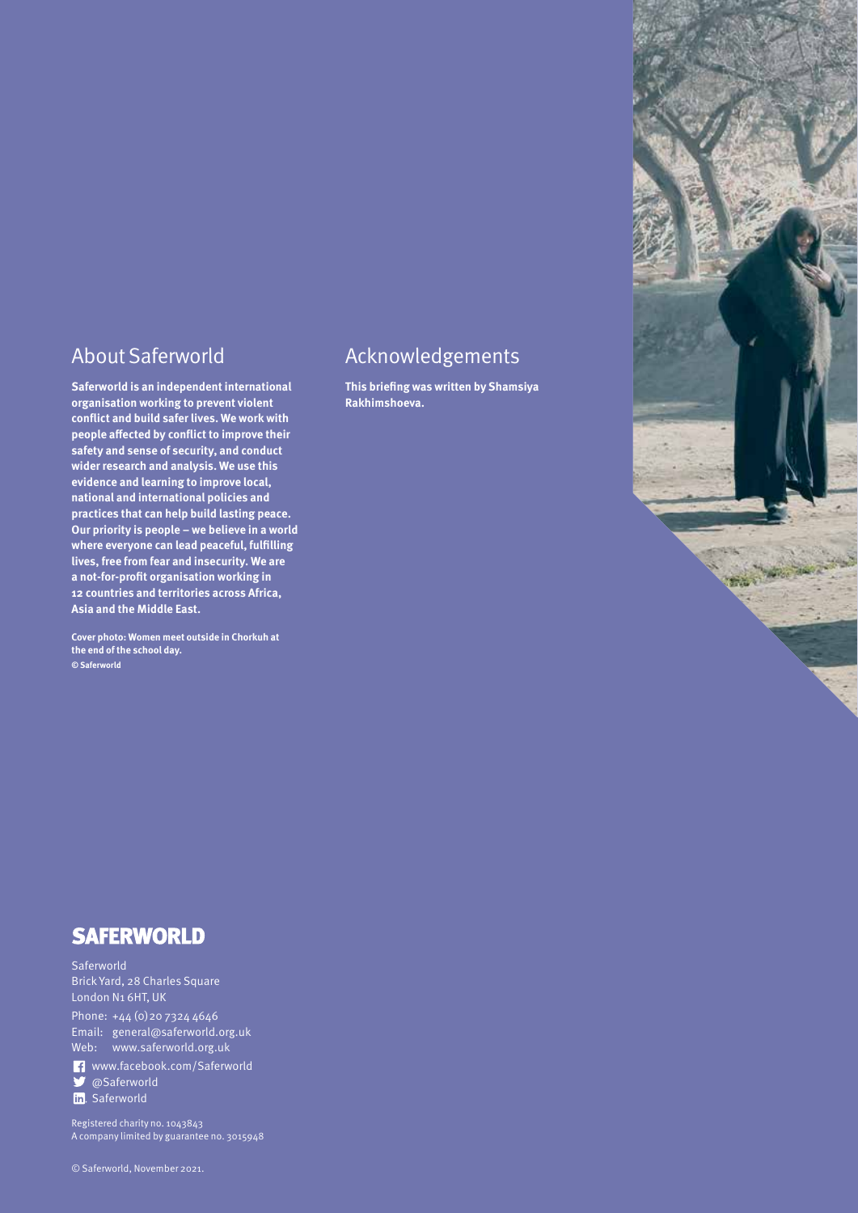## About Saferworld

**Saferworld is an independent international organisation working to prevent violent conflict and build safer lives. We work with people affected by conflict to improve their safety and sense of security, and conduct wider research and analysis. We use this evidence and learning to improve local, national and international policies and practices that can help build lasting peace. Our priority is people – we believe in a world where everyone can lead peaceful, fulfilling lives, free from fear and insecurity. We are a not-for-profit organisation working in 12 countries and territories across Africa, Asia and the Middle East.**

**Cover photo: Women meet outside in Chorkuh at the end of the school day.**
**© Saferworld**

## Acknowledgements

**This briefing was written by Shamsiya Rakhimshoeva.**

**SAFERWORLD**

Saferworld
Brick Yard, 28 Charles Square
London N1 6HT, UK

Phone: +44 (0)20 7324 4646
Email: general@saferworld.org.uk
Web: www.saferworld.org.uk

www.facebook.com/Saferworld
@Saferworld
Saferworld

Registered charity no. 1043843
A company limited by guarantee no. 3015948

© Saferworld, November 2021.